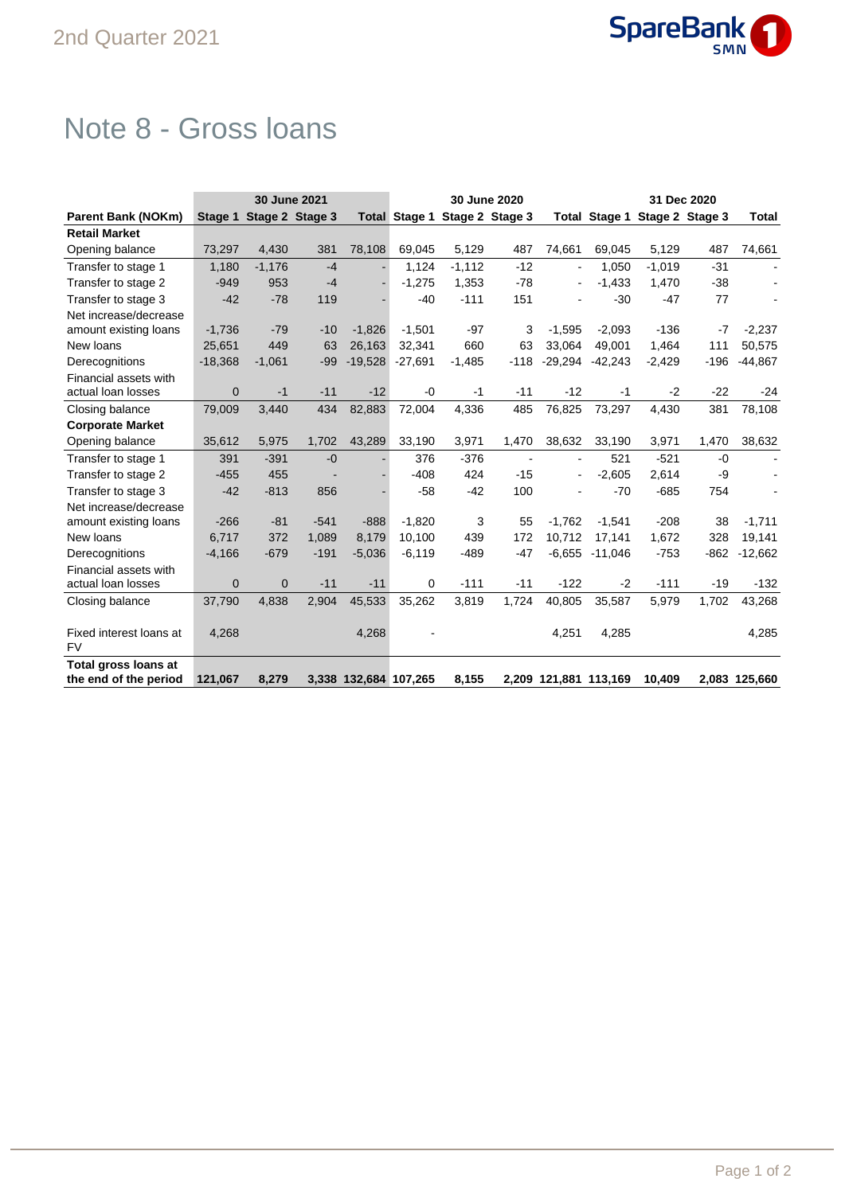# Note 8 - Gross loans

| | 30 June 2021 | | | | 30 June 2020 | | | | 31 Dec 2020 | | | |
|---|---|---|---|---|---|---|---|---|---|---|---|---|
| **Parent Bank (NOKm)** | **Stage 1** | **Stage 2** | **Stage 3** | **Total** | **Stage 1** | **Stage 2** | **Stage 3** | **Total** | **Stage 1** | **Stage 2** | **Stage 3** | **Total** |
| **Retail Market** | | | | | | | | | | | | |
| Opening balance | 73,297 | 4,430 | 381 | 78,108 | 69,045 | 5,129 | 487 | 74,661 | 69,045 | 5,129 | 487 | 74,661 |
| Transfer to stage 1 | 1,180 | -1,176 | -4 | - | 1,124 | -1,112 | -12 | - | 1,050 | -1,019 | -31 | - |
| Transfer to stage 2 | -949 | 953 | -4 | - | -1,275 | 1,353 | -78 | - | -1,433 | 1,470 | -38 | - |
| Transfer to stage 3 | -42 | -78 | 119 | - | -40 | -111 | 151 | - | -30 | -47 | 77 | - |
| Net increase/decrease amount existing loans | -1,736 | -79 | -10 | -1,826 | -1,501 | -97 | 3 | -1,595 | -2,093 | -136 | -7 | -2,237 |
| New loans | 25,651 | 449 | 63 | 26,163 | 32,341 | 660 | 63 | 33,064 | 49,001 | 1,464 | 111 | 50,575 |
| Derecognitions | -18,368 | -1,061 | -99 | -19,528 | -27,691 | -1,485 | -118 | -29,294 | -42,243 | -2,429 | -196 | -44,867 |
| Financial assets with actual loan losses | 0 | -1 | -11 | -12 | -0 | -1 | -11 | -12 | -1 | -2 | -22 | -24 |
| Closing balance | 79,009 | 3,440 | 434 | 82,883 | 72,004 | 4,336 | 485 | 76,825 | 73,297 | 4,430 | 381 | 78,108 |
| **Corporate Market** | | | | | | | | | | | | |
| Opening balance | 35,612 | 5,975 | 1,702 | 43,289 | 33,190 | 3,971 | 1,470 | 38,632 | 33,190 | 3,971 | 1,470 | 38,632 |
| Transfer to stage 1 | 391 | -391 | -0 | - | 376 | -376 | - | - | 521 | -521 | -0 | - |
| Transfer to stage 2 | -455 | 455 | - | - | -408 | 424 | -15 | - | -2,605 | 2,614 | -9 | - |
| Transfer to stage 3 | -42 | -813 | 856 | - | -58 | -42 | 100 | - | -70 | -685 | 754 | - |
| Net increase/decrease amount existing loans | -266 | -81 | -541 | -888 | -1,820 | 3 | 55 | -1,762 | -1,541 | -208 | 38 | -1,711 |
| New loans | 6,717 | 372 | 1,089 | 8,179 | 10,100 | 439 | 172 | 10,712 | 17,141 | 1,672 | 328 | 19,141 |
| Derecognitions | -4,166 | -679 | -191 | -5,036 | -6,119 | -489 | -47 | -6,655 | -11,046 | -753 | -862 | -12,662 |
| Financial assets with actual loan losses | 0 | 0 | -11 | -11 | 0 | -111 | -11 | -122 | -2 | -111 | -19 | -132 |
| Closing balance | 37,790 | 4,838 | 2,904 | 45,533 | 35,262 | 3,819 | 1,724 | 40,805 | 35,587 | 5,979 | 1,702 | 43,268 |
| Fixed interest loans at FV | 4,268 | | | 4,268 | - | | | 4,251 | 4,285 | | | 4,285 |
| **Total gross loans at the end of the period** | **121,067** | **8,279** | **3,338** | **132,684** | **107,265** | **8,155** | **2,209** | **121,881** | **113,169** | **10,409** | **2,083** | **125,660** |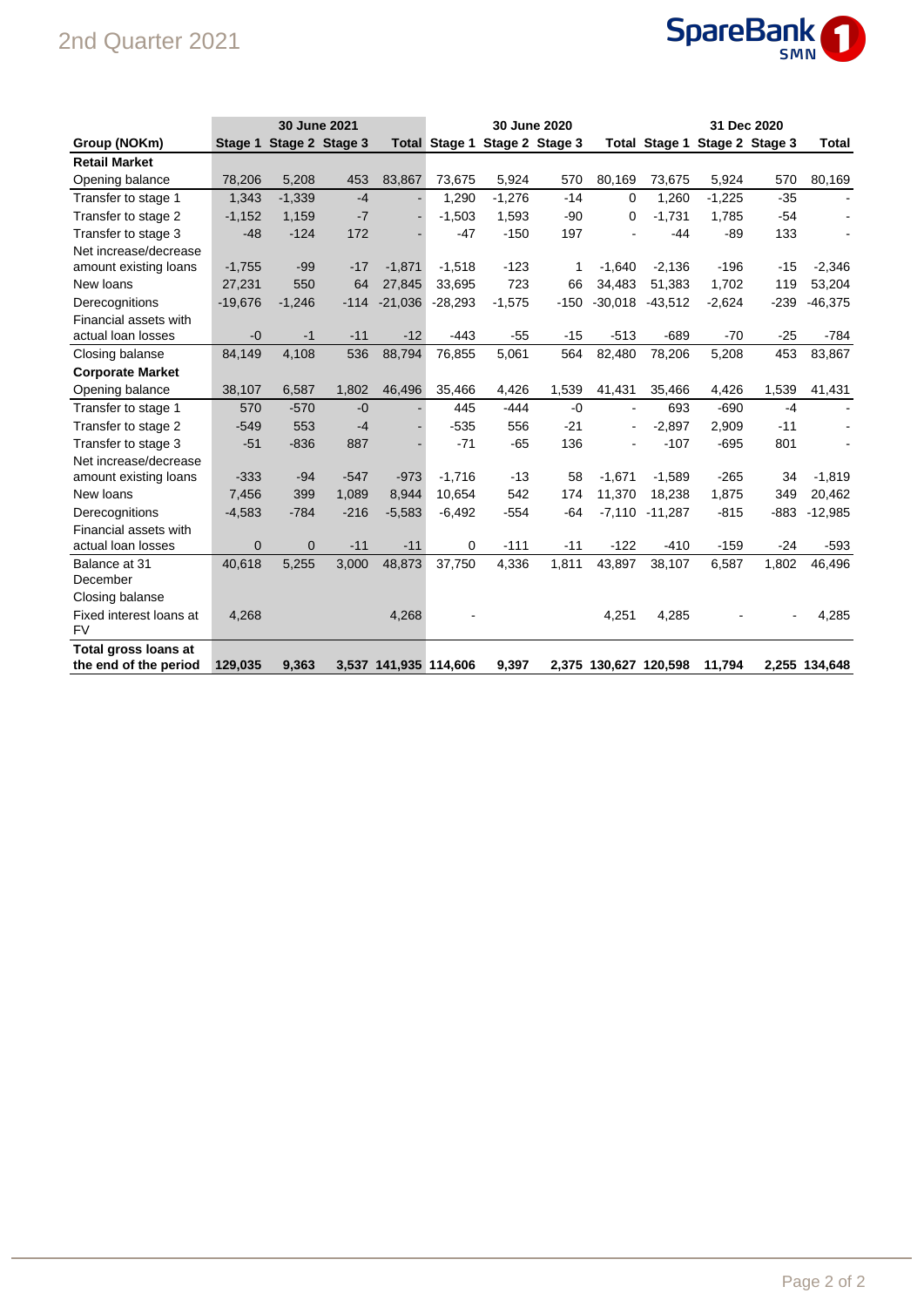| | 30 June 2021 | | | | 30 June 2020 | | | | 31 Dec 2020 | | | |
|---|---|---|---|---|---|---|---|---|---|---|---|---|
| Group (NOKm) | Stage 1 | Stage 2 | Stage 3 | Total | Stage 1 | Stage 2 | Stage 3 | Total | Stage 1 | Stage 2 | Stage 3 | Total |
| **Retail Market** | | | | | | | | | | | | |
| Opening balance | 78,206 | 5,208 | 453 | 83,867 | 73,675 | 5,924 | 570 | 80,169 | 73,675 | 5,924 | 570 | 80,169 |
| Transfer to stage 1 | 1,343 | -1,339 | -4 | - | 1,290 | -1,276 | -14 | 0 | 1,260 | -1,225 | -35 | - |
| Transfer to stage 2 | -1,152 | 1,159 | -7 | - | -1,503 | 1,593 | -90 | 0 | -1,731 | 1,785 | -54 | - |
| Transfer to stage 3 | -48 | -124 | 172 | - | -47 | -150 | 197 | - | -44 | -89 | 133 | - |
| Net increase/decrease amount existing loans | -1,755 | -99 | -17 | -1,871 | -1,518 | -123 | 1 | -1,640 | -2,136 | -196 | -15 | -2,346 |
| New loans | 27,231 | 550 | 64 | 27,845 | 33,695 | 723 | 66 | 34,483 | 51,383 | 1,702 | 119 | 53,204 |
| Derecognitions | -19,676 | -1,246 | -114 | -21,036 | -28,293 | -1,575 | -150 | -30,018 | -43,512 | -2,624 | -239 | -46,375 |
| Financial assets with actual loan losses | -0 | -1 | -11 | -12 | -443 | -55 | -15 | -513 | -689 | -70 | -25 | -784 |
| Closing balanse | 84,149 | 4,108 | 536 | 88,794 | 76,855 | 5,061 | 564 | 82,480 | 78,206 | 5,208 | 453 | 83,867 |
| **Corporate Market** | | | | | | | | | | | | |
| Opening balance | 38,107 | 6,587 | 1,802 | 46,496 | 35,466 | 4,426 | 1,539 | 41,431 | 35,466 | 4,426 | 1,539 | 41,431 |
| Transfer to stage 1 | 570 | -570 | -0 | - | 445 | -444 | -0 | - | 693 | -690 | -4 | - |
| Transfer to stage 2 | -549 | 553 | -4 | - | -535 | 556 | -21 | - | -2,897 | 2,909 | -11 | - |
| Transfer to stage 3 | -51 | -836 | 887 | - | -71 | -65 | 136 | - | -107 | -695 | 801 | - |
| Net increase/decrease amount existing loans | -333 | -94 | -547 | -973 | -1,716 | -13 | 58 | -1,671 | -1,589 | -265 | 34 | -1,819 |
| New loans | 7,456 | 399 | 1,089 | 8,944 | 10,654 | 542 | 174 | 11,370 | 18,238 | 1,875 | 349 | 20,462 |
| Derecognitions | -4,583 | -784 | -216 | -5,583 | -6,492 | -554 | -64 | -7,110 | -11,287 | -815 | -883 | -12,985 |
| Financial assets with actual loan losses | 0 | 0 | -11 | -11 | 0 | -111 | -11 | -122 | -410 | -159 | -24 | -593 |
| Balance at 31 December | 40,618 | 5,255 | 3,000 | 48,873 | 37,750 | 4,336 | 1,811 | 43,897 | 38,107 | 6,587 | 1,802 | 46,496 |
| Closing balanse | | | | | | | | | | | | |
| Fixed interest loans at FV | 4,268 | | | 4,268 | - | | | 4,251 | 4,285 | - | - | 4,285 |
| **Total gross loans at the end of the period** | **129,035** | **9,363** | **3,537** | **141,935** | **114,606** | **9,397** | **2,375** | **130,627** | **120,598** | **11,794** | **2,255** | **134,648** |